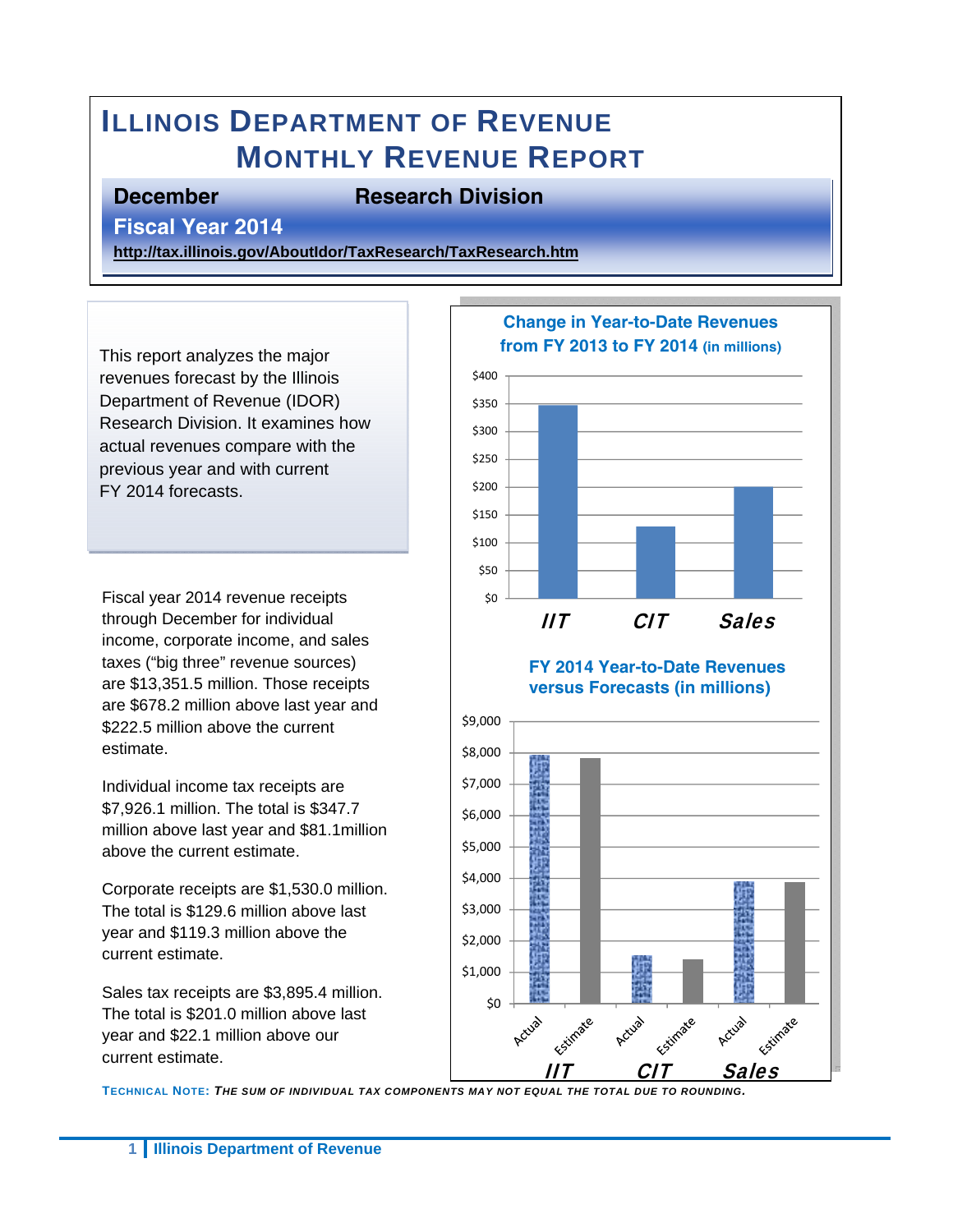# ILLINOIS DEPARTMENT OF REVENUE
# MONTHLY REVENUE REPORT

**December** **Research Division**

**Fiscal Year 2014**

**http://tax.illinois.gov/AboutIdor/TaxResearch/TaxResearch.htm**

This report analyzes the major revenues forecast by the Illinois Department of Revenue (IDOR) Research Division. It examines how actual revenues compare with the previous year and with current FY 2014 forecasts.

Fiscal year 2014 revenue receipts through December for individual income, corporate income, and sales taxes ("big three" revenue sources) are $13,351.5 million. Those receipts are $678.2 million above last year and $222.5 million above the current estimate.

Individual income tax receipts are $7,926.1 million. The total is $347.7 million above last year and $81.1million above the current estimate.

Corporate receipts are $1,530.0 million. The total is $129.6 million above last year and $119.3 million above the current estimate.

Sales tax receipts are $3,895.4 million. The total is $201.0 million above last year and $22.1 million above our current estimate.

**Change in Year-to-Date Revenues from FY 2013 to FY 2014 (in millions)**

**FY 2014 Year-to-Date Revenues versus Forecasts (in millions)**

**TECHNICAL NOTE:** *THE SUM OF INDIVIDUAL TAX COMPONENTS MAY NOT EQUAL THE TOTAL DUE TO ROUNDING.*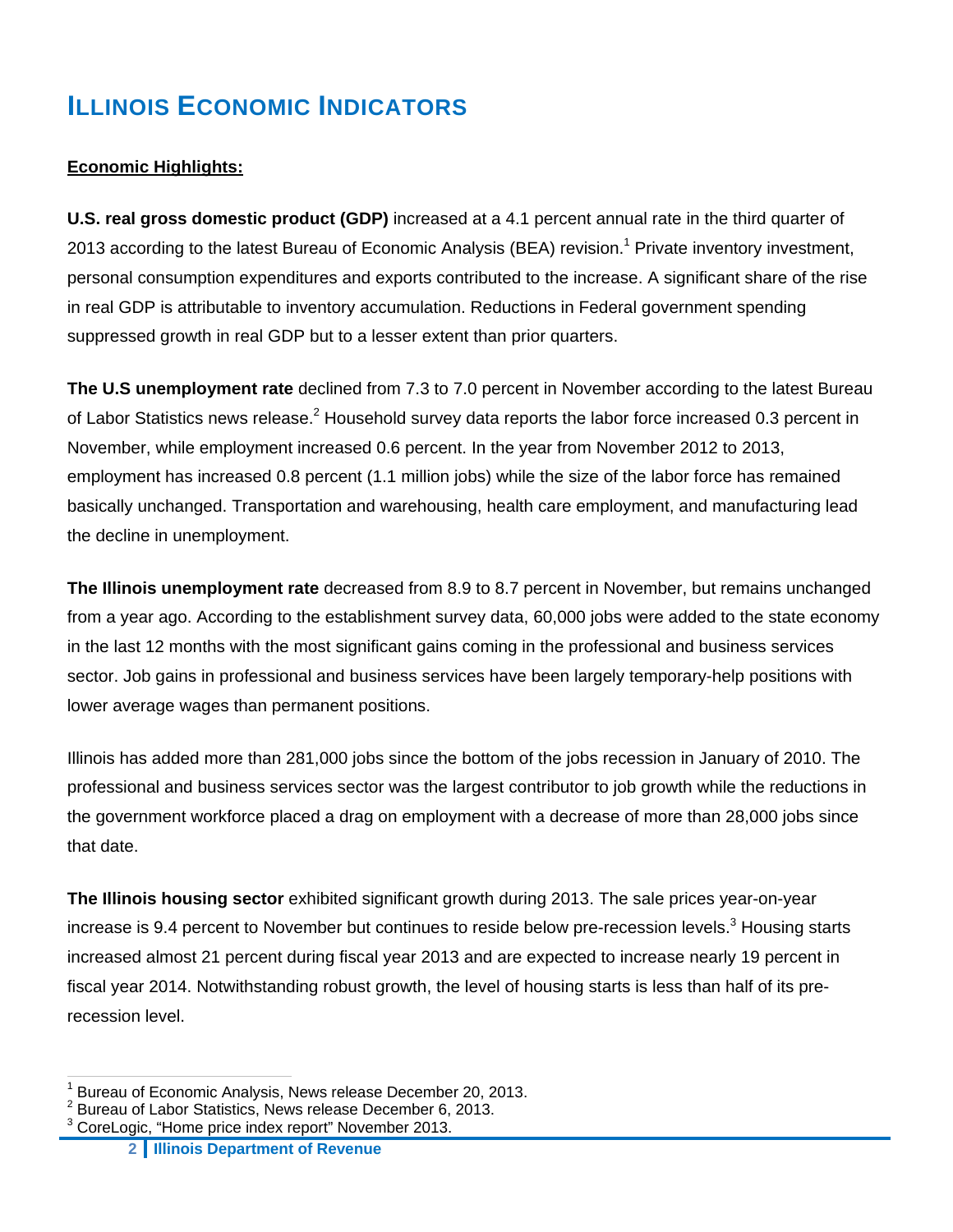# ILLINOIS ECONOMIC INDICATORS

**Economic Highlights:**

**U.S. real gross domestic product (GDP)** increased at a 4.1 percent annual rate in the third quarter of 2013 according to the latest Bureau of Economic Analysis (BEA) revision.[1] Private inventory investment, personal consumption expenditures and exports contributed to the increase. A significant share of the rise in real GDP is attributable to inventory accumulation. Reductions in Federal government spending suppressed growth in real GDP but to a lesser extent than prior quarters.

**The U.S unemployment rate** declined from 7.3 to 7.0 percent in November according to the latest Bureau of Labor Statistics news release.[2] Household survey data reports the labor force increased 0.3 percent in November, while employment increased 0.6 percent. In the year from November 2012 to 2013, employment has increased 0.8 percent (1.1 million jobs) while the size of the labor force has remained basically unchanged. Transportation and warehousing, health care employment, and manufacturing lead the decline in unemployment.

**The Illinois unemployment rate** decreased from 8.9 to 8.7 percent in November, but remains unchanged from a year ago. According to the establishment survey data, 60,000 jobs were added to the state economy in the last 12 months with the most significant gains coming in the professional and business services sector. Job gains in professional and business services have been largely temporary-help positions with lower average wages than permanent positions.

Illinois has added more than 281,000 jobs since the bottom of the jobs recession in January of 2010. The professional and business services sector was the largest contributor to job growth while the reductions in the government workforce placed a drag on employment with a decrease of more than 28,000 jobs since that date.

**The Illinois housing sector** exhibited significant growth during 2013. The sale prices year-on-year increase is 9.4 percent to November but continues to reside below pre-recession levels.[3] Housing starts increased almost 21 percent during fiscal year 2013 and are expected to increase nearly 19 percent in fiscal year 2014. Notwithstanding robust growth, the level of housing starts is less than half of its pre-recession level.

---

[1] Bureau of Economic Analysis, News release December 20, 2013.
[2] Bureau of Labor Statistics, News release December 6, 2013.
[3] CoreLogic, "Home price index report" November 2013.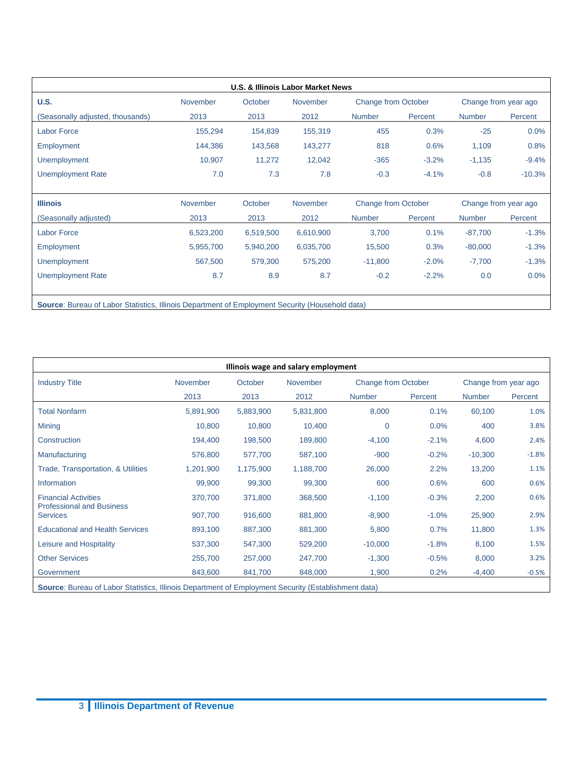**U.S. & Illinois Labor Market News**

| U.S. | November | October | November | Change from October | | Change from year ago | |
|---|---|---|---|---|---|---|---|
| (Seasonally adjusted, thousands) | 2013 | 2013 | 2012 | Number | Percent | Number | Percent |
| Labor Force | 155,294 | 154,839 | 155,319 | 455 | 0.3% | -25 | 0.0% |
| Employment | 144,386 | 143,568 | 143,277 | 818 | 0.6% | 1,109 | 0.8% |
| Unemployment | 10,907 | 11,272 | 12,042 | -365 | -3.2% | -1,135 | -9.4% |
| Unemployment Rate | 7.0 | 7.3 | 7.8 | -0.3 | -4.1% | -0.8 | -10.3% |
| **Illinois** | November | October | November | Change from October | | Change from year ago | |
| (Seasonally adjusted) | 2013 | 2013 | 2012 | Number | Percent | Number | Percent |
| Labor Force | 6,523,200 | 6,519,500 | 6,610,900 | 3,700 | 0.1% | -87,700 | -1.3% |
| Employment | 5,955,700 | 5,940,200 | 6,035,700 | 15,500 | 0.3% | -80,000 | -1.3% |
| Unemployment | 567,500 | 579,300 | 575,200 | -11,800 | -2.0% | -7,700 | -1.3% |
| Unemployment Rate | 8.7 | 8.9 | 8.7 | -0.2 | -2.2% | 0.0 | 0.0% |

**Source**: Bureau of Labor Statistics, Illinois Department of Employment Security (Household data)

**Illinois wage and salary employment**

| Industry Title | November | October | November | Change from October | | Change from year ago | |
|---|---|---|---|---|---|---|---|
| | 2013 | 2013 | 2012 | Number | Percent | Number | Percent |
| Total Nonfarm | 5,891,900 | 5,883,900 | 5,831,800 | 8,000 | 0.1% | 60,100 | 1.0% |
| Mining | 10,800 | 10,800 | 10,400 | 0 | 0.0% | 400 | 3.8% |
| Construction | 194,400 | 198,500 | 189,800 | -4,100 | -2.1% | 4,600 | 2.4% |
| Manufacturing | 576,800 | 577,700 | 587,100 | -900 | -0.2% | -10,300 | -1.8% |
| Trade, Transportation, & Utilities | 1,201,900 | 1,175,900 | 1,188,700 | 26,000 | 2.2% | 13,200 | 1.1% |
| Information | 99,900 | 99,300 | 99,300 | 600 | 0.6% | 600 | 0.6% |
| Financial Activities | 370,700 | 371,800 | 368,500 | -1,100 | -0.3% | 2,200 | 0.6% |
| Professional and Business Services | 907,700 | 916,600 | 881,800 | -8,900 | -1.0% | 25,900 | 2.9% |
| Educational and Health Services | 893,100 | 887,300 | 881,300 | 5,800 | 0.7% | 11,800 | 1.3% |
| Leisure and Hospitality | 537,300 | 547,300 | 529,200 | -10,000 | -1.8% | 8,100 | 1.5% |
| Other Services | 255,700 | 257,000 | 247,700 | -1,300 | -0.5% | 8,000 | 3.2% |
| Government | 843,600 | 841,700 | 848,000 | 1,900 | 0.2% | -4,400 | -0.5% |

**Source**: Bureau of Labor Statistics, Illinois Department of Employment Security (Establishment data)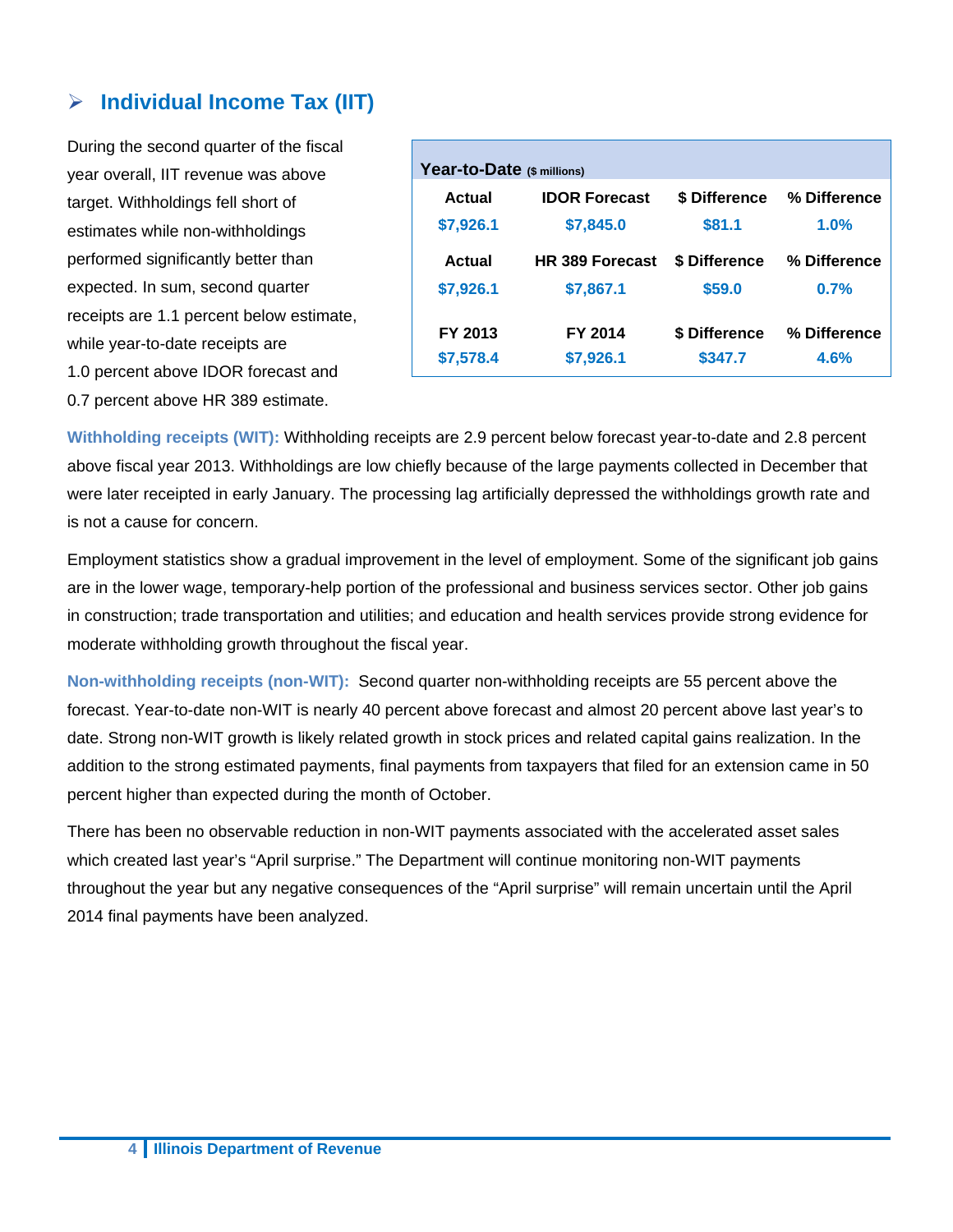## Individual Income Tax (IIT)

During the second quarter of the fiscal year overall, IIT revenue was above target. Withholdings fell short of estimates while non-withholdings performed significantly better than expected. In sum, second quarter receipts are 1.1 percent below estimate, while year-to-date receipts are 1.0 percent above IDOR forecast and 0.7 percent above HR 389 estimate.

**Year-to-Date** ($ millions)

| Actual | IDOR Forecast | $ Difference | % Difference |
|---|---|---|---|
| $7,926.1 | $7,845.0 | $81.1 | 1.0% |
| **Actual** | **HR 389 Forecast** | **$ Difference** | **% Difference** |
| $7,926.1 | $7,867.1 | $59.0 | 0.7% |
| **FY 2013** | **FY 2014** | **$ Difference** | **% Difference** |
| $7,578.4 | $7,926.1 | $347.7 | 4.6% |

**Withholding receipts (WIT):** Withholding receipts are 2.9 percent below forecast year-to-date and 2.8 percent above fiscal year 2013. Withholdings are low chiefly because of the large payments collected in December that were later receipted in early January. The processing lag artificially depressed the withholdings growth rate and is not a cause for concern.

Employment statistics show a gradual improvement in the level of employment. Some of the significant job gains are in the lower wage, temporary-help portion of the professional and business services sector. Other job gains in construction; trade transportation and utilities; and education and health services provide strong evidence for moderate withholding growth throughout the fiscal year.

**Non-withholding receipts (non-WIT):** Second quarter non-withholding receipts are 55 percent above the forecast. Year-to-date non-WIT is nearly 40 percent above forecast and almost 20 percent above last year's to date. Strong non-WIT growth is likely related growth in stock prices and related capital gains realization. In the addition to the strong estimated payments, final payments from taxpayers that filed for an extension came in 50 percent higher than expected during the month of October.

There has been no observable reduction in non-WIT payments associated with the accelerated asset sales which created last year's "April surprise." The Department will continue monitoring non-WIT payments throughout the year but any negative consequences of the "April surprise" will remain uncertain until the April 2014 final payments have been analyzed.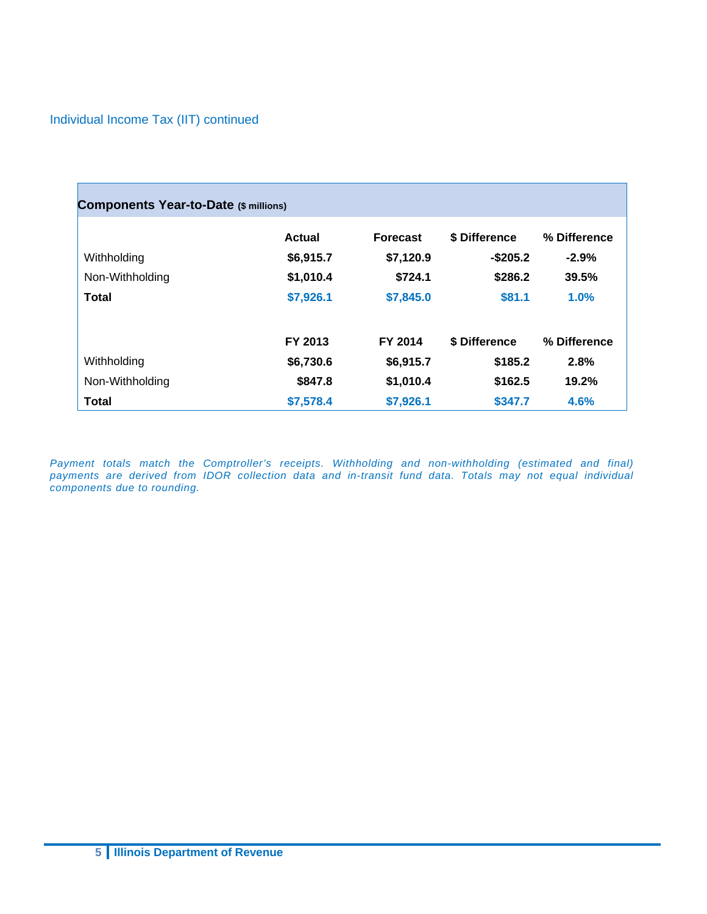Individual Income Tax (IIT) continued

**Components Year-to-Date** ($ millions)

| | Actual | Forecast | $ Difference | % Difference |
|---|---|---|---|---|
| Withholding | **$6,915.7** | **$7,120.9** | **-$205.2** | **-2.9%** |
| Non-Withholding | **$1,010.4** | **$724.1** | **$286.2** | **39.5%** |
| **Total** | **$7,926.1** | **$7,845.0** | **$81.1** | **1.0%** |
| | **FY 2013** | **FY 2014** | **$ Difference** | **% Difference** |
| Withholding | **$6,730.6** | **$6,915.7** | **$185.2** | **2.8%** |
| Non-Withholding | **$847.8** | **$1,010.4** | **$162.5** | **19.2%** |
| **Total** | **$7,578.4** | **$7,926.1** | **$347.7** | **4.6%** |

*Payment totals match the Comptroller's receipts. Withholding and non-withholding (estimated and final) payments are derived from IDOR collection data and in-transit fund data. Totals may not equal individual components due to rounding.*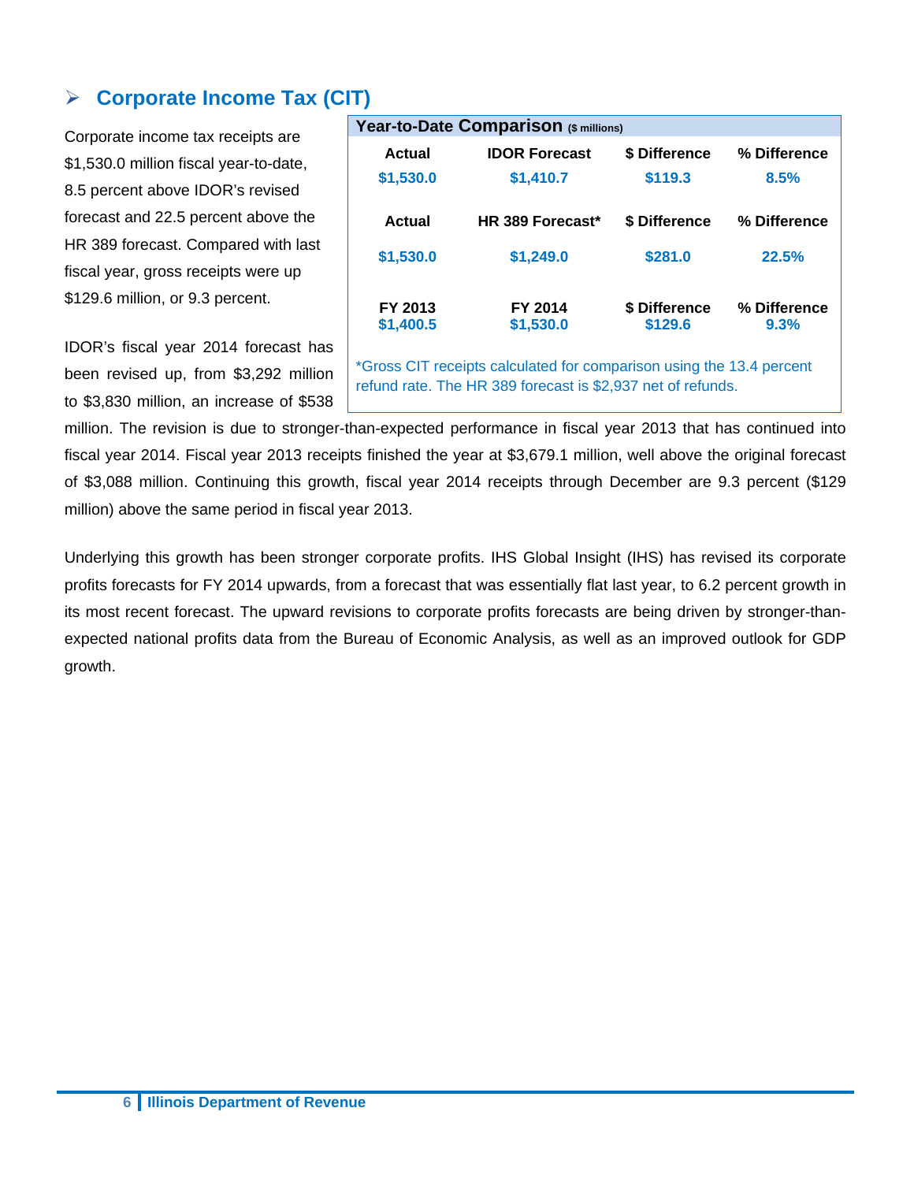## Corporate Income Tax (CIT)

Corporate income tax receipts are $1,530.0 million fiscal year-to-date, 8.5 percent above IDOR's revised forecast and 22.5 percent above the HR 389 forecast. Compared with last fiscal year, gross receipts were up $129.6 million, or 9.3 percent.

**Year-to-Date Comparison** ($ millions)

| Actual | IDOR Forecast | $ Difference | % Difference |
|---|---|---|---|
| $1,530.0 | $1,410.7 | $119.3 | 8.5% |
| **Actual** | **HR 389 Forecast*** | **$ Difference** | **% Difference** |
| $1,530.0 | $1,249.0 | $281.0 | 22.5% |
| **FY 2013** | **FY 2014** | **$ Difference** | **% Difference** |
| $1,400.5 | $1,530.0 | $129.6 | 9.3% |

*Gross CIT receipts calculated for comparison using the 13.4 percent refund rate. The HR 389 forecast is $2,937 net of refunds.

IDOR's fiscal year 2014 forecast has been revised up, from $3,292 million to $3,830 million, an increase of $538 million. The revision is due to stronger-than-expected performance in fiscal year 2013 that has continued into fiscal year 2014. Fiscal year 2013 receipts finished the year at $3,679.1 million, well above the original forecast of $3,088 million. Continuing this growth, fiscal year 2014 receipts through December are 9.3 percent ($129 million) above the same period in fiscal year 2013.

Underlying this growth has been stronger corporate profits. IHS Global Insight (IHS) has revised its corporate profits forecasts for FY 2014 upwards, from a forecast that was essentially flat last year, to 6.2 percent growth in its most recent forecast. The upward revisions to corporate profits forecasts are being driven by stronger-than-expected national profits data from the Bureau of Economic Analysis, as well as an improved outlook for GDP growth.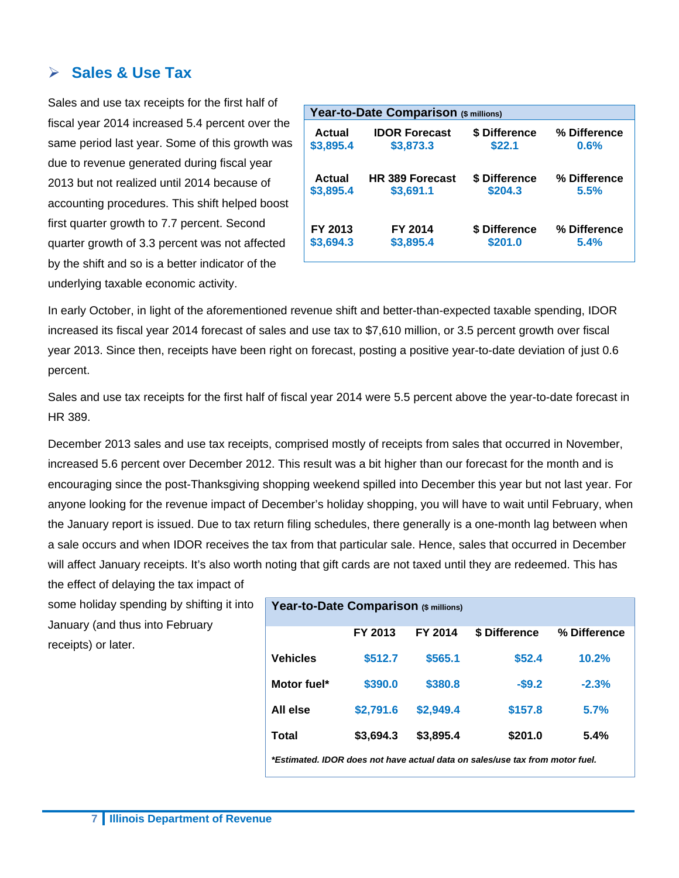## ➢ Sales & Use Tax

Sales and use tax receipts for the first half of fiscal year 2014 increased 5.4 percent over the same period last year. Some of this growth was due to revenue generated during fiscal year 2013 but not realized until 2014 because of accounting procedures. This shift helped boost first quarter growth to 7.7 percent. Second quarter growth of 3.3 percent was not affected by the shift and so is a better indicator of the underlying taxable economic activity.

| **Year-to-Date Comparison** ($ millions) | | | |
|---|---|---|---|
| **Actual** | **IDOR Forecast** | **$ Difference** | **% Difference** |
| $3,895.4 | $3,873.3 | $22.1 | 0.6% |
| **Actual** | **HR 389 Forecast** | **$ Difference** | **% Difference** |
| $3,895.4 | $3,691.1 | $204.3 | 5.5% |
| **FY 2013** | **FY 2014** | **$ Difference** | **% Difference** |
| $3,694.3 | $3,895.4 | $201.0 | 5.4% |

In early October, in light of the aforementioned revenue shift and better-than-expected taxable spending, IDOR increased its fiscal year 2014 forecast of sales and use tax to $7,610 million, or 3.5 percent growth over fiscal year 2013. Since then, receipts have been right on forecast, posting a positive year-to-date deviation of just 0.6 percent.

Sales and use tax receipts for the first half of fiscal year 2014 were 5.5 percent above the year-to-date forecast in HR 389.

December 2013 sales and use tax receipts, comprised mostly of receipts from sales that occurred in November, increased 5.6 percent over December 2012. This result was a bit higher than our forecast for the month and is encouraging since the post-Thanksgiving shopping weekend spilled into December this year but not last year. For anyone looking for the revenue impact of December's holiday shopping, you will have to wait until February, when the January report is issued. Due to tax return filing schedules, there generally is a one-month lag between when a sale occurs and when IDOR receives the tax from that particular sale. Hence, sales that occurred in December will affect January receipts. It's also worth noting that gift cards are not taxed until they are redeemed. This has the effect of delaying the tax impact of some holiday spending by shifting it into January (and thus into February receipts) or later.

| **Year-to-Date Comparison** ($ millions) | | | | |
|---|---|---|---|---|
| | **FY 2013** | **FY 2014** | **$ Difference** | **% Difference** |
| **Vehicles** | $512.7 | $565.1 | $52.4 | 10.2% |
| **Motor fuel*** | $390.0 | $380.8 | -$9.2 | -2.3% |
| **All else** | $2,791.6 | $2,949.4 | $157.8 | 5.7% |
| **Total** | **$3,694.3** | **$3,895.4** | **$201.0** | **5.4%** |

****Estimated. IDOR does not have actual data on sales/use tax from motor fuel.***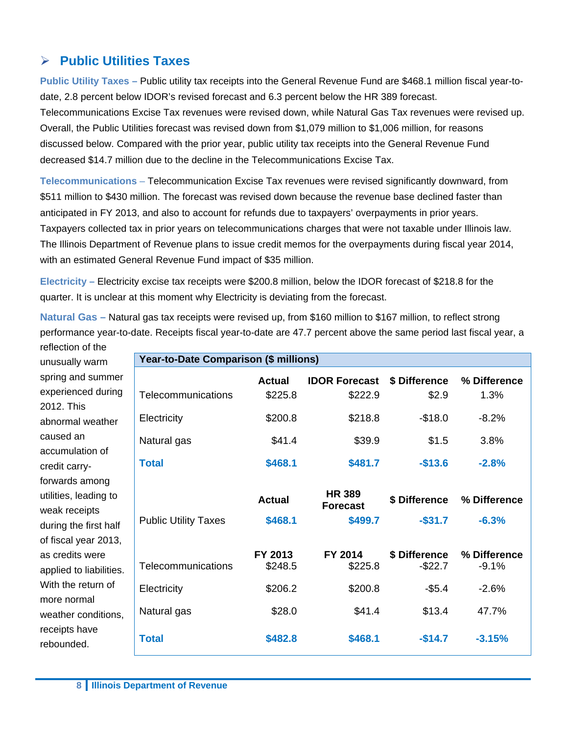## ➢ Public Utilities Taxes

**Public Utility Taxes –** Public utility tax receipts into the General Revenue Fund are $468.1 million fiscal year-to-date, 2.8 percent below IDOR's revised forecast and 6.3 percent below the HR 389 forecast. Telecommunications Excise Tax revenues were revised down, while Natural Gas Tax revenues were revised up. Overall, the Public Utilities forecast was revised down from $1,079 million to $1,006 million, for reasons discussed below. Compared with the prior year, public utility tax receipts into the General Revenue Fund decreased $14.7 million due to the decline in the Telecommunications Excise Tax.

**Telecommunications –** Telecommunication Excise Tax revenues were revised significantly downward, from $511 million to $430 million. The forecast was revised down because the revenue base declined faster than anticipated in FY 2013, and also to account for refunds due to taxpayers' overpayments in prior years. Taxpayers collected tax in prior years on telecommunications charges that were not taxable under Illinois law. The Illinois Department of Revenue plans to issue credit memos for the overpayments during fiscal year 2014, with an estimated General Revenue Fund impact of $35 million.

**Electricity –** Electricity excise tax receipts were $200.8 million, below the IDOR forecast of $218.8 for the quarter. It is unclear at this moment why Electricity is deviating from the forecast.

**Natural Gas –** Natural gas tax receipts were revised up, from $160 million to $167 million, to reflect strong performance year-to-date. Receipts fiscal year-to-date are 47.7 percent above the same period last fiscal year, a reflection of the unusually warm spring and summer experienced during 2012. This abnormal weather caused an accumulation of credit carry-forwards among utilities, leading to weak receipts during the first half of fiscal year 2013, as credits were applied to liabilities. With the return of more normal weather conditions, receipts have rebounded.

| Year-to-Date Comparison ($ millions) | | | | |
|---|---|---|---|---|
| | **Actual** | **IDOR Forecast** | **$ Difference** | **% Difference** |
| Telecommunications | $225.8 | $222.9 | $2.9 | 1.3% |
| Electricity | $200.8 | $218.8 | -$18.0 | -8.2% |
| Natural gas | $41.4 | $39.9 | $1.5 | 3.8% |
| **Total** | **$468.1** | **$481.7** | **-$13.6** | **-2.8%** |
| | **Actual** | **HR 389 Forecast** | **$ Difference** | **% Difference** |
| Public Utility Taxes | **$468.1** | **$499.7** | **-$31.7** | **-6.3%** |
| | **FY 2013** | **FY 2014** | **$ Difference** | **% Difference** |
| Telecommunications | $248.5 | $225.8 | -$22.7 | -9.1% |
| Electricity | $206.2 | $200.8 | -$5.4 | -2.6% |
| Natural gas | $28.0 | $41.4 | $13.4 | 47.7% |
| **Total** | **$482.8** | **$468.1** | **-$14.7** | **-3.15%** |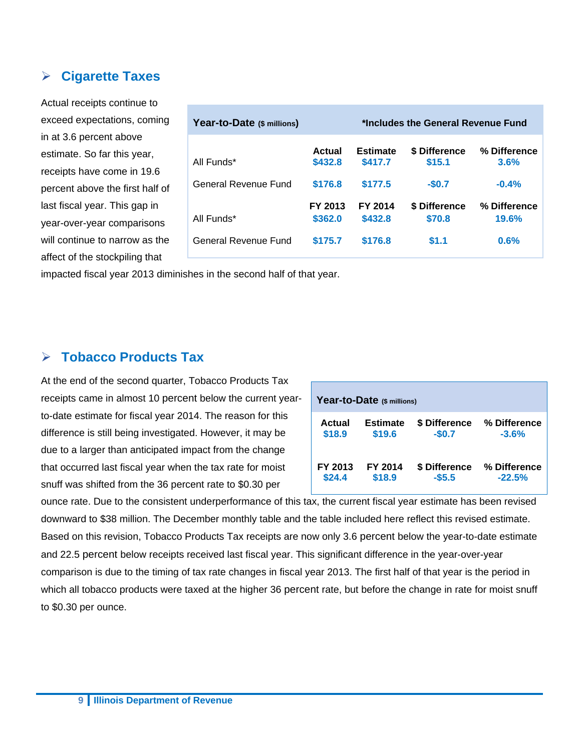## ➢ Cigarette Taxes

Actual receipts continue to exceed expectations, coming in at 3.6 percent above estimate. So far this year, receipts have come in 19.6 percent above the first half of last fiscal year. This gap in year-over-year comparisons will continue to narrow as the affect of the stockpiling that impacted fiscal year 2013 diminishes in the second half of that year.

| **Year-to-Date** ($ millions) | | *Includes the General Revenue Fund | | |
|---|---|---|---|---|
| | **Actual** | **Estimate** | **$ Difference** | **% Difference** |
| All Funds* | $432.8 | $417.7 | $15.1 | 3.6% |
| General Revenue Fund | $176.8 | $177.5 | -$0.7 | -0.4% |
| | **FY 2013** | **FY 2014** | **$ Difference** | **% Difference** |
| All Funds* | $362.0 | $432.8 | $70.8 | 19.6% |
| General Revenue Fund | $175.7 | $176.8 | $1.1 | 0.6% |

## ➢ Tobacco Products Tax

At the end of the second quarter, Tobacco Products Tax receipts came in almost 10 percent below the current year-to-date estimate for fiscal year 2014. The reason for this difference is still being investigated. However, it may be due to a larger than anticipated impact from the change that occurred last fiscal year when the tax rate for moist snuff was shifted from the 36 percent rate to $0.30 per ounce rate. Due to the consistent underperformance of this tax, the current fiscal year estimate has been revised downward to $38 million. The December monthly table and the table included here reflect this revised estimate. Based on this revision, Tobacco Products Tax receipts are now only 3.6 percent below the year-to-date estimate and 22.5 percent below receipts received last fiscal year. This significant difference in the year-over-year comparison is due to the timing of tax rate changes in fiscal year 2013. The first half of that year is the period in which all tobacco products were taxed at the higher 36 percent rate, but before the change in rate for moist snuff to $0.30 per ounce.

| **Year-to-Date** ($ millions) | | | |
|---|---|---|---|
| **Actual** | **Estimate** | **$ Difference** | **% Difference** |
| $18.9 | $19.6 | -$0.7 | -3.6% |
| **FY 2013** | **FY 2014** | **$ Difference** | **% Difference** |
| $24.4 | $18.9 | -$5.5 | -22.5% |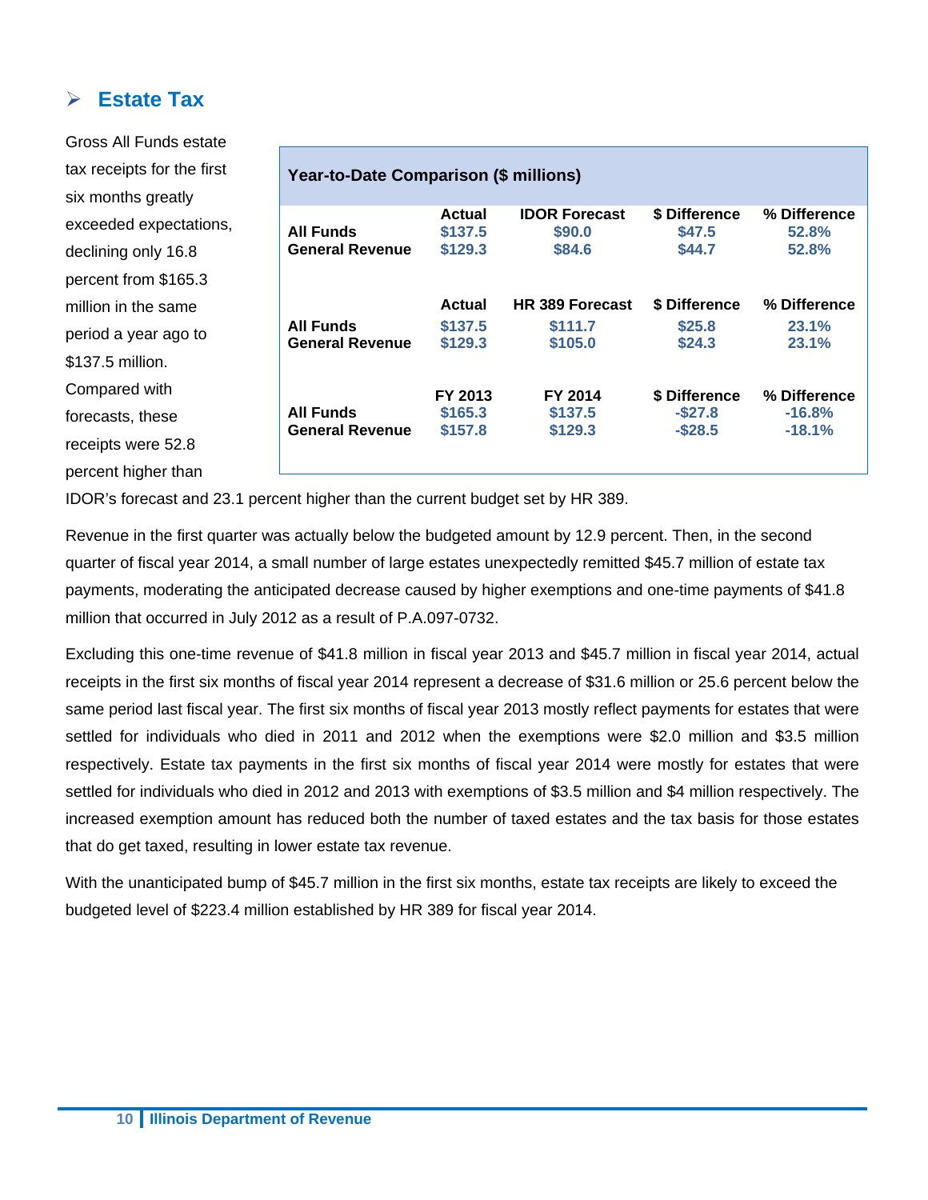## Estate Tax

Gross All Funds estate tax receipts for the first six months greatly exceeded expectations, declining only 16.8 percent from $165.3 million in the same period a year ago to $137.5 million. Compared with forecasts, these receipts were 52.8 percent higher than IDOR's forecast and 23.1 percent higher than the current budget set by HR 389.

| Year-to-Date Comparison ($ millions) | | | | |
|---|---|---|---|---|
| | **Actual** | **IDOR Forecast** | **$ Difference** | **% Difference** |
| **All Funds** | $137.5 | $90.0 | $47.5 | 52.8% |
| **General Revenue** | $129.3 | $84.6 | $44.7 | 52.8% |
| | **Actual** | **HR 389 Forecast** | **$ Difference** | **% Difference** |
| **All Funds** | $137.5 | $111.7 | $25.8 | 23.1% |
| **General Revenue** | $129.3 | $105.0 | $24.3 | 23.1% |
| | **FY 2013** | **FY 2014** | **$ Difference** | **% Difference** |
| **All Funds** | $165.3 | $137.5 | -$27.8 | -16.8% |
| **General Revenue** | $157.8 | $129.3 | -$28.5 | -18.1% |

Revenue in the first quarter was actually below the budgeted amount by 12.9 percent. Then, in the second quarter of fiscal year 2014, a small number of large estates unexpectedly remitted $45.7 million of estate tax payments, moderating the anticipated decrease caused by higher exemptions and one-time payments of $41.8 million that occurred in July 2012 as a result of P.A.097-0732.

Excluding this one-time revenue of $41.8 million in fiscal year 2013 and $45.7 million in fiscal year 2014, actual receipts in the first six months of fiscal year 2014 represent a decrease of $31.6 million or 25.6 percent below the same period last fiscal year. The first six months of fiscal year 2013 mostly reflect payments for estates that were settled for individuals who died in 2011 and 2012 when the exemptions were $2.0 million and $3.5 million respectively. Estate tax payments in the first six months of fiscal year 2014 were mostly for estates that were settled for individuals who died in 2012 and 2013 with exemptions of $3.5 million and $4 million respectively. The increased exemption amount has reduced both the number of taxed estates and the tax basis for those estates that do get taxed, resulting in lower estate tax revenue.

With the unanticipated bump of $45.7 million in the first six months, estate tax receipts are likely to exceed the budgeted level of $223.4 million established by HR 389 for fiscal year 2014.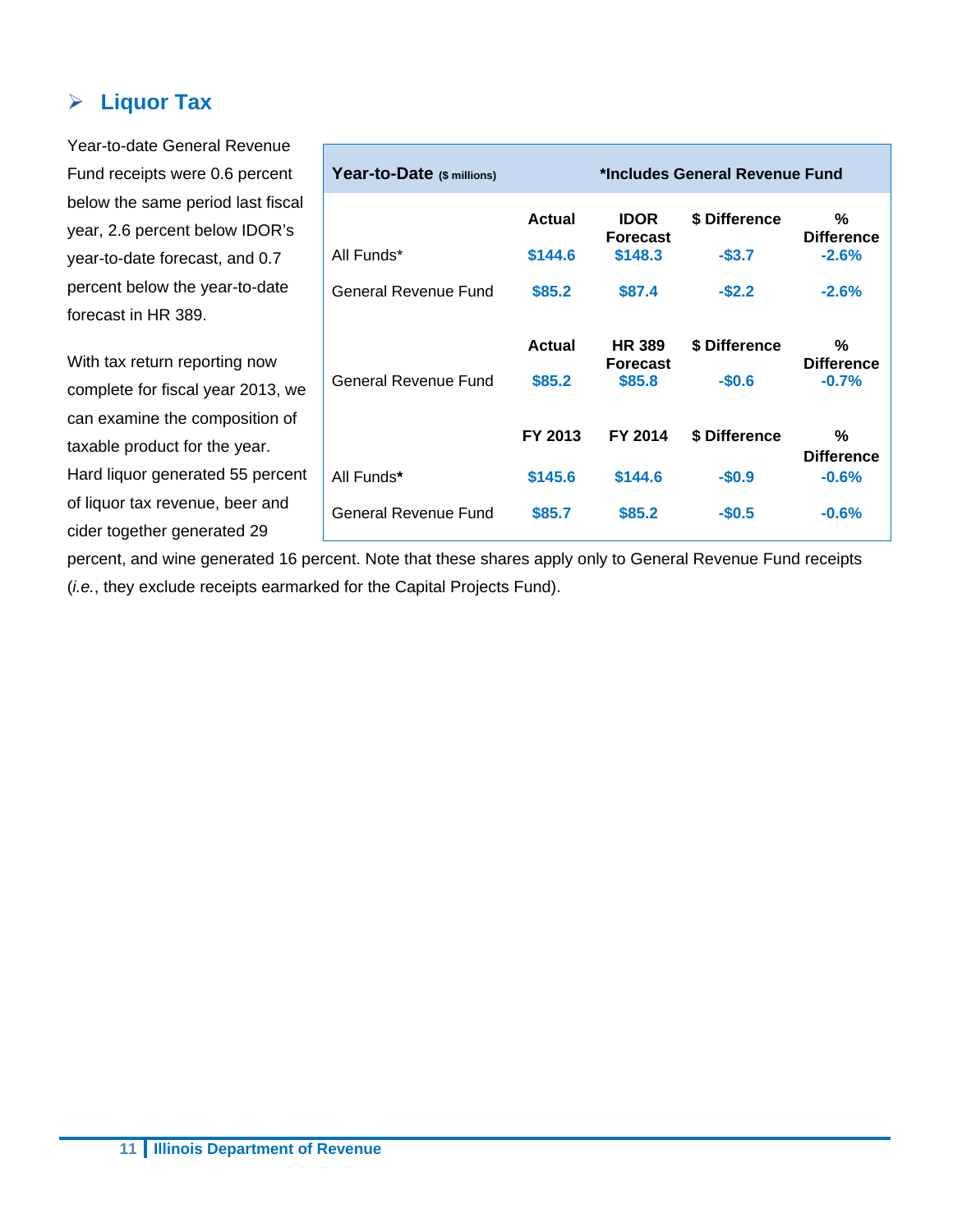## ➢ Liquor Tax

Year-to-date General Revenue Fund receipts were 0.6 percent below the same period last fiscal year, 2.6 percent below IDOR's year-to-date forecast, and 0.7 percent below the year-to-date forecast in HR 389.

With tax return reporting now complete for fiscal year 2013, we can examine the composition of taxable product for the year. Hard liquor generated 55 percent of liquor tax revenue, beer and cider together generated 29 percent, and wine generated 16 percent. Note that these shares apply only to General Revenue Fund receipts (*i.e.*, they exclude receipts earmarked for the Capital Projects Fund).

| **Year-to-Date** ($ millions) | | *Includes General Revenue Fund | | |
|---|---|---|---|---|
| | **Actual** | **IDOR Forecast** | **$ Difference** | **% Difference** |
| All Funds* | $144.6 | $148.3 | -$3.7 | -2.6% |
| General Revenue Fund | $85.2 | $87.4 | -$2.2 | -2.6% |
| | **Actual** | **HR 389 Forecast** | **$ Difference** | **% Difference** |
| General Revenue Fund | $85.2 | $85.8 | -$0.6 | -0.7% |
| | **FY 2013** | **FY 2014** | **$ Difference** | **% Difference** |
| All Funds* | $145.6 | $144.6 | -$0.9 | -0.6% |
| General Revenue Fund | $85.7 | $85.2 | -$0.5 | -0.6% |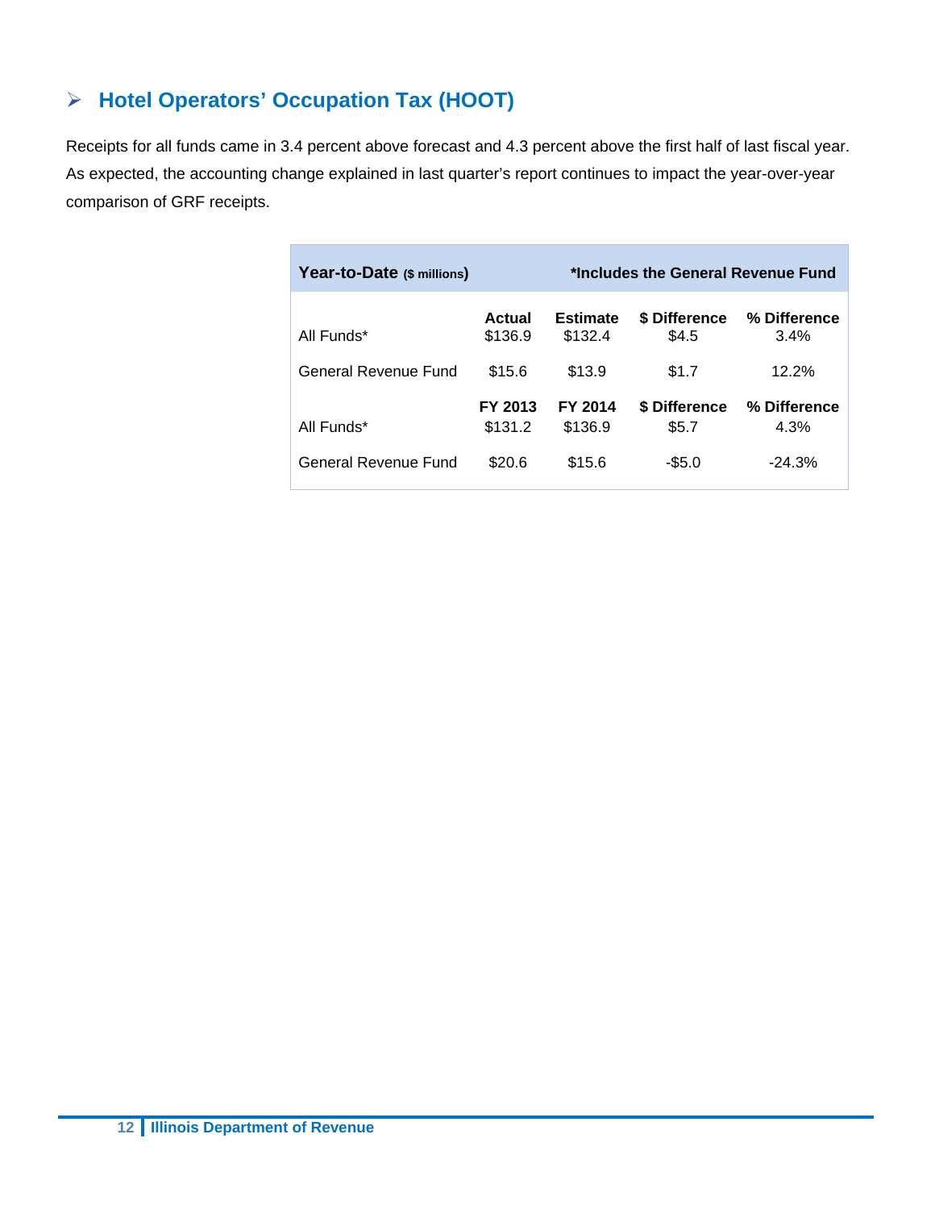## ➢ Hotel Operators' Occupation Tax (HOOT)

Receipts for all funds came in 3.4 percent above forecast and 4.3 percent above the first half of last fiscal year. As expected, the accounting change explained in last quarter's report continues to impact the year-over-year comparison of GRF receipts.

| **Year-to-Date** (**$ millions**) | | **\*Includes the General Revenue Fund** | | |
|---|---|---|---|---|
| | **Actual** | **Estimate** | **$ Difference** | **% Difference** |
| All Funds* | $136.9 | $132.4 | $4.5 | 3.4% |
| General Revenue Fund | $15.6 | $13.9 | $1.7 | 12.2% |
| | **FY 2013** | **FY 2014** | **$ Difference** | **% Difference** |
| All Funds* | $131.2 | $136.9 | $5.7 | 4.3% |
| General Revenue Fund | $20.6 | $15.6 | -$5.0 | -24.3% |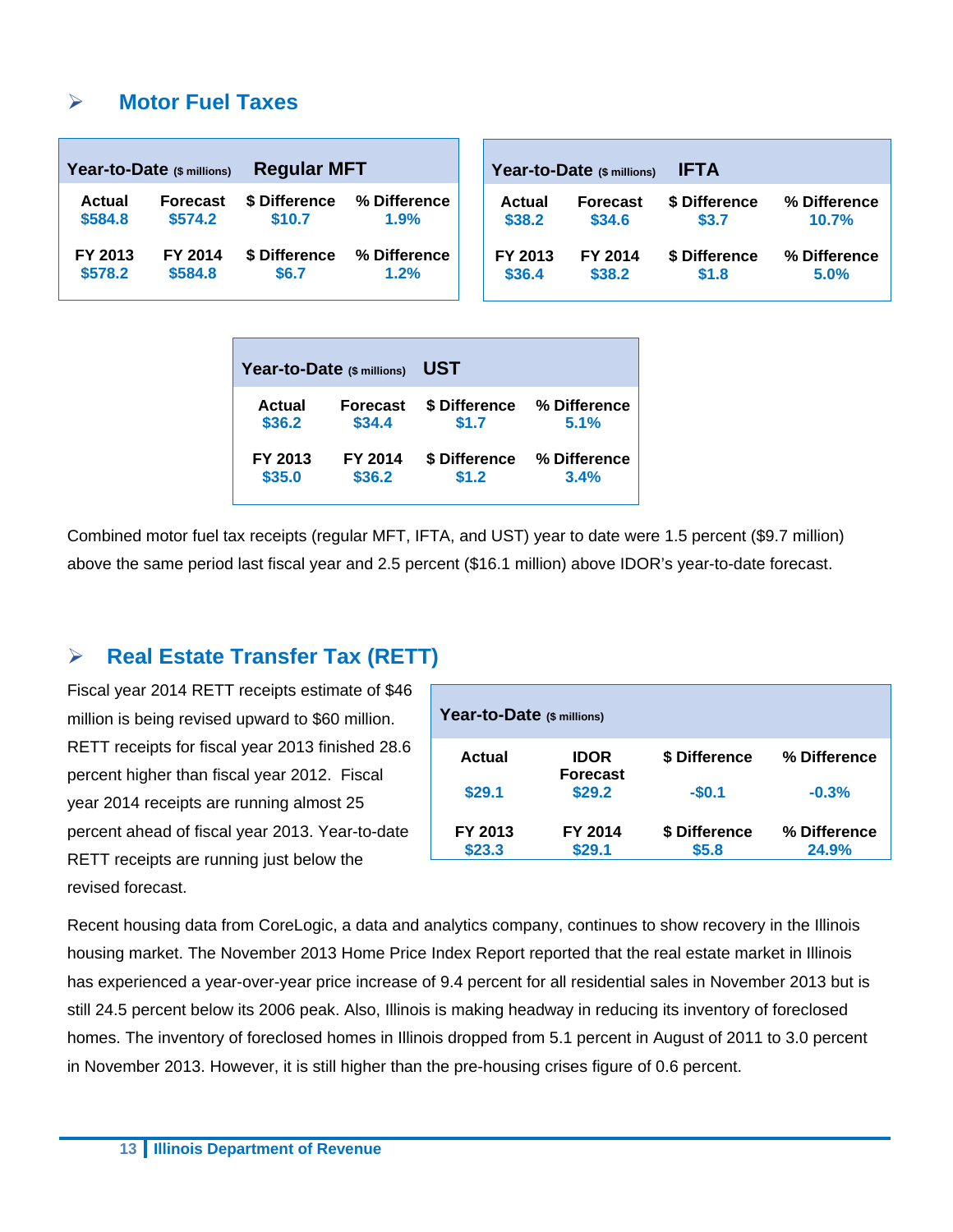## Motor Fuel Taxes

| Year-to-Date ($ millions) | Regular MFT | | |
|---|---|---|---|
| Actual | Forecast | $ Difference | % Difference |
| $584.8 | $574.2 | $10.7 | 1.9% |
| FY 2013 | FY 2014 | $ Difference | % Difference |
| $578.2 | $584.8 | $6.7 | 1.2% |

| Year-to-Date ($ millions) | IFTA | | |
|---|---|---|---|
| Actual | Forecast | $ Difference | % Difference |
| $38.2 | $34.6 | $3.7 | 10.7% |
| FY 2013 | FY 2014 | $ Difference | % Difference |
| $36.4 | $38.2 | $1.8 | 5.0% |

| Year-to-Date ($ millions) | UST | | |
|---|---|---|---|
| Actual | Forecast | $ Difference | % Difference |
| $36.2 | $34.4 | $1.7 | 5.1% |
| FY 2013 | FY 2014 | $ Difference | % Difference |
| $35.0 | $36.2 | $1.2 | 3.4% |

Combined motor fuel tax receipts (regular MFT, IFTA, and UST) year to date were 1.5 percent ($9.7 million) above the same period last fiscal year and 2.5 percent ($16.1 million) above IDOR's year-to-date forecast.

## Real Estate Transfer Tax (RETT)

Fiscal year 2014 RETT receipts estimate of $46 million is being revised upward to $60 million. RETT receipts for fiscal year 2013 finished 28.6 percent higher than fiscal year 2012. Fiscal year 2014 receipts are running almost 25 percent ahead of fiscal year 2013. Year-to-date RETT receipts are running just below the revised forecast.

| Year-to-Date ($ millions) | | | |
|---|---|---|---|
| Actual | IDOR Forecast | $ Difference | % Difference |
| $29.1 | $29.2 | -$0.1 | -0.3% |
| FY 2013 | FY 2014 | $ Difference | % Difference |
| $23.3 | $29.1 | $5.8 | 24.9% |

Recent housing data from CoreLogic, a data and analytics company, continues to show recovery in the Illinois housing market. The November 2013 Home Price Index Report reported that the real estate market in Illinois has experienced a year-over-year price increase of 9.4 percent for all residential sales in November 2013 but is still 24.5 percent below its 2006 peak. Also, Illinois is making headway in reducing its inventory of foreclosed homes. The inventory of foreclosed homes in Illinois dropped from 5.1 percent in August of 2011 to 3.0 percent in November 2013. However, it is still higher than the pre-housing crises figure of 0.6 percent.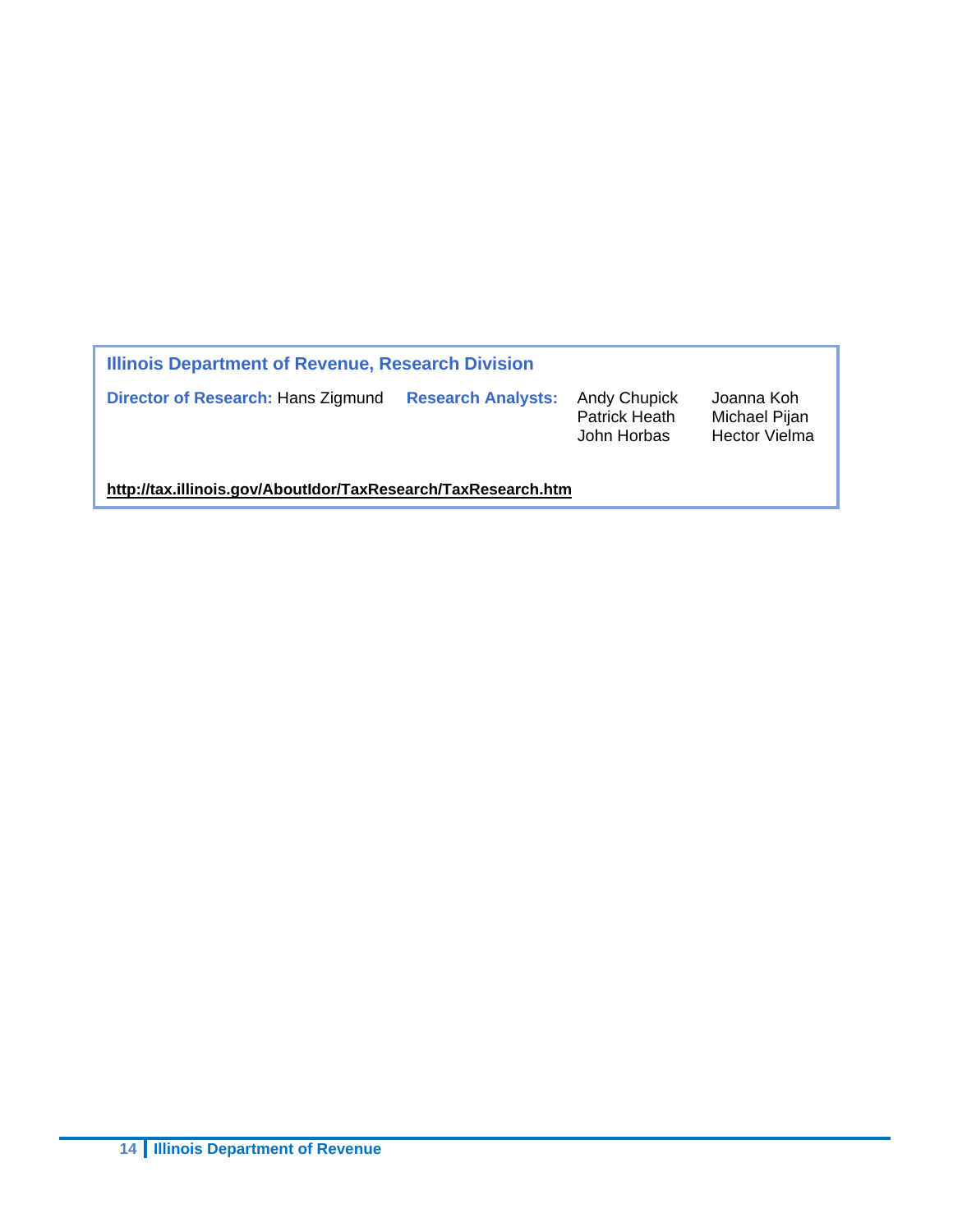**Illinois Department of Revenue, Research Division**

**Director of Research:** Hans Zigmund

**Research Analysts:**

Andy Chupick
Patrick Heath
John Horbas
Joanna Koh
Michael Pijan
Hector Vielma

**http://tax.illinois.gov/AboutIdor/TaxResearch/TaxResearch.htm**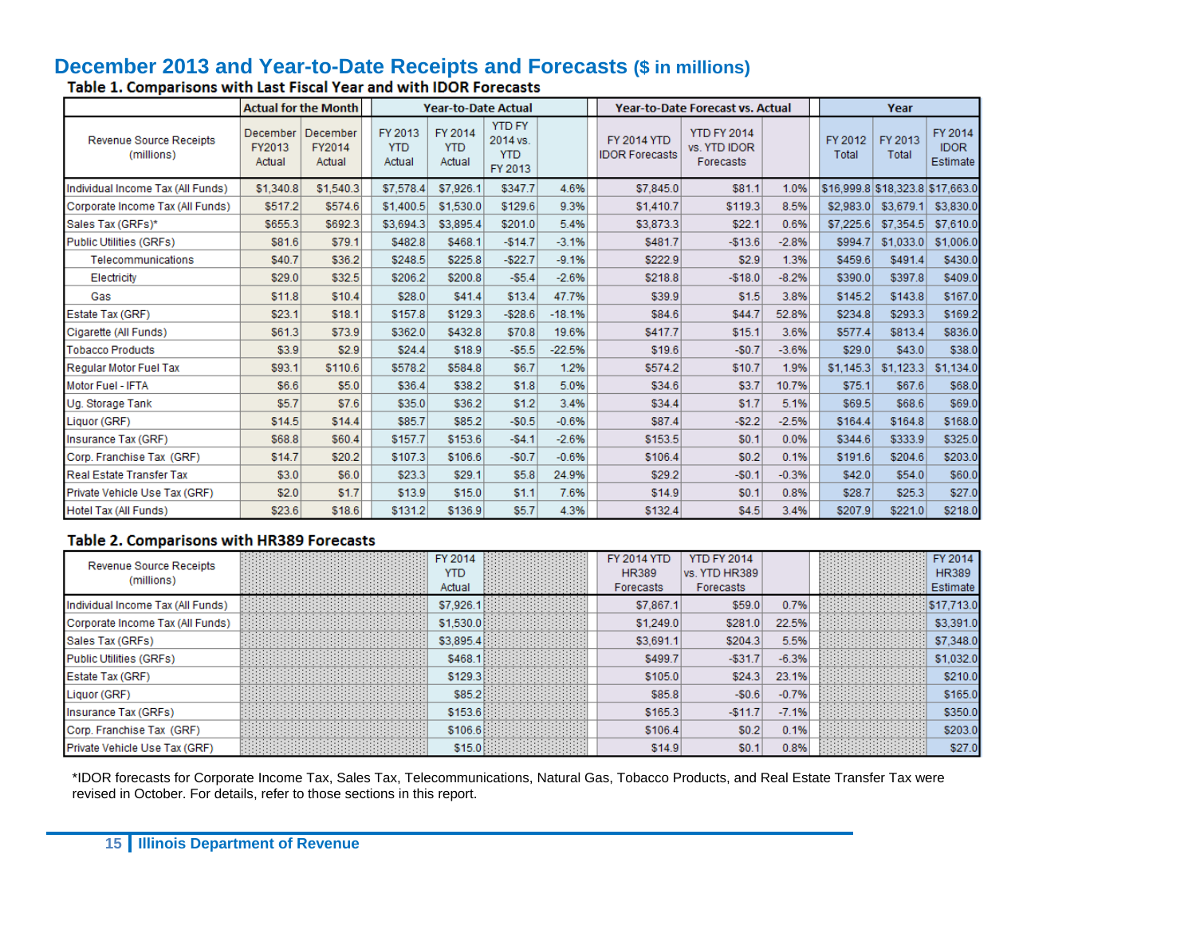# December 2013 and Year-to-Date Receipts and Forecasts ($ in millions)

## Table 1. Comparisons with Last Fiscal Year and with IDOR Forecasts

| Revenue Source Receipts (millions) | Actual for the Month | | Year-to-Date Actual | | | | Year-to-Date Forecast vs. Actual | | | Year | | |
|---|---|---|---|---|---|---|---|---|---|---|---|---|
| | December FY2013 Actual | December FY2014 Actual | FY 2013 YTD Actual | FY 2014 YTD Actual | YTD FY 2014 vs. YTD FY 2013 | | FY 2014 YTD IDOR Forecasts | YTD FY 2014 vs. YTD IDOR Forecasts | | FY 2012 Total | FY 2013 Total | FY 2014 IDOR Estimate |
| Individual Income Tax (All Funds) | $1,340.8 | $1,540.3 | $7,578.4 | $7,926.1 | $347.7 | 4.6% | $7,845.0 | $81.1 | 1.0% | $16,999.8 | $18,323.8 | $17,663.0 |
| Corporate Income Tax (All Funds) | $517.2 | $574.6 | $1,400.5 | $1,530.0 | $129.6 | 9.3% | $1,410.7 | $119.3 | 8.5% | $2,983.0 | $3,679.1 | $3,830.0 |
| Sales Tax (GRFs)* | $655.3 | $692.3 | $3,694.3 | $3,895.4 | $201.0 | 5.4% | $3,873.3 | $22.1 | 0.6% | $7,225.6 | $7,354.5 | $7,610.0 |
| Public Utilities (GRFs) | $81.6 | $79.1 | $482.8 | $468.1 | -$14.7 | -3.1% | $481.7 | -$13.6 | -2.8% | $994.7 | $1,033.0 | $1,006.0 |
| Telecommunications | $40.7 | $36.2 | $248.5 | $225.8 | -$22.7 | -9.1% | $222.9 | $2.9 | 1.3% | $459.6 | $491.4 | $430.0 |
| Electricity | $29.0 | $32.5 | $206.2 | $200.8 | -$5.4 | -2.6% | $218.8 | -$18.0 | -8.2% | $390.0 | $397.8 | $409.0 |
| Gas | $11.8 | $10.4 | $28.0 | $41.4 | $13.4 | 47.7% | $39.9 | $1.5 | 3.8% | $145.2 | $143.8 | $167.0 |
| Estate Tax (GRF) | $23.1 | $18.1 | $157.8 | $129.3 | -$28.6 | -18.1% | $84.6 | $44.7 | 52.8% | $234.8 | $293.3 | $169.2 |
| Cigarette (All Funds) | $61.3 | $73.9 | $362.0 | $432.8 | $70.8 | 19.6% | $417.7 | $15.1 | 3.6% | $577.4 | $813.4 | $836.0 |
| Tobacco Products | $3.9 | $2.9 | $24.4 | $18.9 | -$5.5 | -22.5% | $19.6 | -$0.7 | -3.6% | $29.0 | $43.0 | $38.0 |
| Regular Motor Fuel Tax | $93.1 | $110.6 | $578.2 | $584.8 | $6.7 | 1.2% | $574.2 | $10.7 | 1.9% | $1,145.3 | $1,123.3 | $1,134.0 |
| Motor Fuel - IFTA | $6.6 | $5.0 | $36.4 | $38.2 | $1.8 | 5.0% | $34.6 | $3.7 | 10.7% | $75.1 | $67.6 | $68.0 |
| Ug. Storage Tank | $5.7 | $7.6 | $35.0 | $36.2 | $1.2 | 3.4% | $34.4 | $1.7 | 5.1% | $69.5 | $68.6 | $69.0 |
| Liquor (GRF) | $14.5 | $14.4 | $85.7 | $85.2 | -$0.5 | -0.6% | $87.4 | -$2.2 | -2.5% | $164.4 | $164.8 | $168.0 |
| Insurance Tax (GRF) | $68.8 | $60.4 | $157.7 | $153.6 | -$4.1 | -2.6% | $153.5 | $0.1 | 0.0% | $344.6 | $333.9 | $325.0 |
| Corp. Franchise Tax (GRF) | $14.7 | $20.2 | $107.3 | $106.6 | -$0.7 | -0.6% | $106.4 | $0.2 | 0.1% | $191.6 | $204.6 | $203.0 |
| Real Estate Transfer Tax | $3.0 | $6.0 | $23.3 | $29.1 | $5.8 | 24.9% | $29.2 | -$0.1 | -0.3% | $42.0 | $54.0 | $60.0 |
| Private Vehicle Use Tax (GRF) | $2.0 | $1.7 | $13.9 | $15.0 | $1.1 | 7.6% | $14.9 | $0.1 | 0.8% | $28.7 | $25.3 | $27.0 |
| Hotel Tax (All Funds) | $23.6 | $18.6 | $131.2 | $136.9 | $5.7 | 4.3% | $132.4 | $4.5 | 3.4% | $207.9 | $221.0 | $218.0 |

## Table 2. Comparisons with HR389 Forecasts

| Revenue Source Receipts (millions) | FY 2014 YTD Actual | FY 2014 YTD HR389 Forecasts | YTD FY 2014 vs. YTD HR389 Forecasts | | FY 2014 HR389 Estimate |
|---|---|---|---|---|---|
| Individual Income Tax (All Funds) | $7,926.1 | $7,867.1 | $59.0 | 0.7% | $17,713.0 |
| Corporate Income Tax (All Funds) | $1,530.0 | $1,249.0 | $281.0 | 22.5% | $3,391.0 |
| Sales Tax (GRFs) | $3,895.4 | $3,691.1 | $204.3 | 5.5% | $7,348.0 |
| Public Utilities (GRFs) | $468.1 | $499.7 | -$31.7 | -6.3% | $1,032.0 |
| Estate Tax (GRF) | $129.3 | $105.0 | $24.3 | 23.1% | $210.0 |
| Liquor (GRF) | $85.2 | $85.8 | -$0.6 | -0.7% | $165.0 |
| Insurance Tax (GRFs) | $153.6 | $165.3 | -$11.7 | -7.1% | $350.0 |
| Corp. Franchise Tax (GRF) | $106.6 | $106.4 | $0.2 | 0.1% | $203.0 |
| Private Vehicle Use Tax (GRF) | $15.0 | $14.9 | $0.1 | 0.8% | $27.0 |

*IDOR forecasts for Corporate Income Tax, Sales Tax, Telecommunications, Natural Gas, Tobacco Products, and Real Estate Transfer Tax were revised in October. For details, refer to those sections in this report.